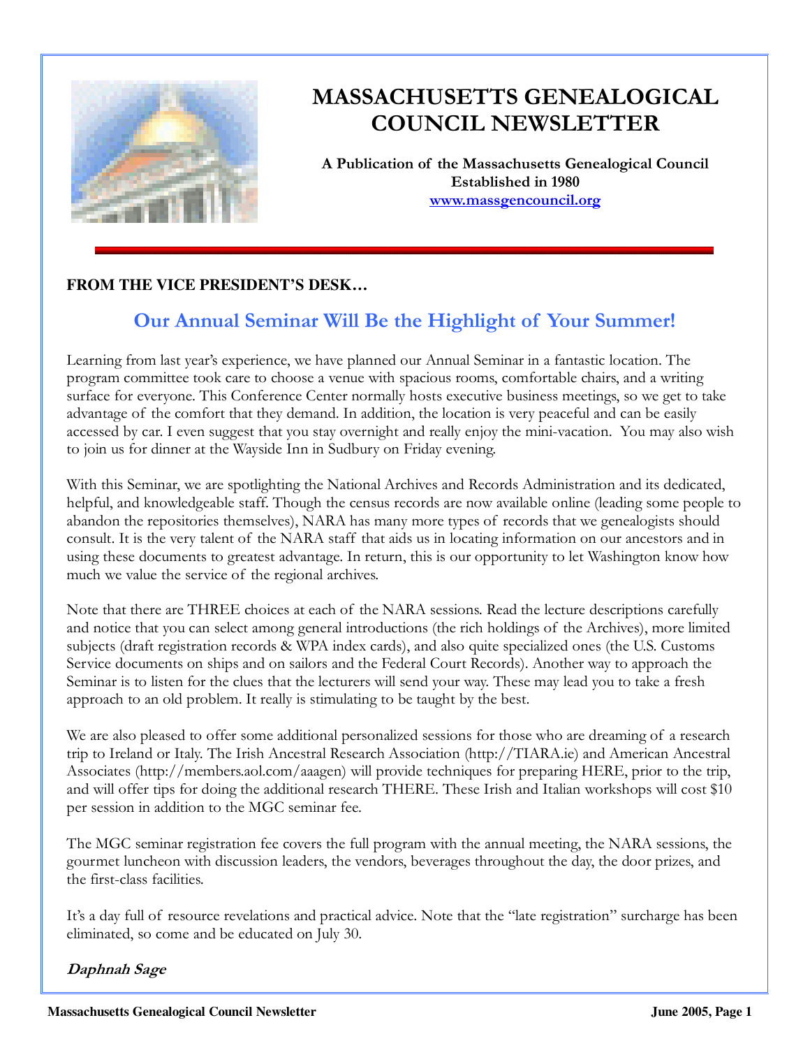# MASSACHUSETTS GENEALOGICAL COUNCIL NEWSLETTER

**A Publication of the Massachusetts Genealogical Council**
**Established in 1980**
**www.massgencouncil.org**

**FROM THE VICE PRESIDENT'S DESK…**

## Our Annual Seminar Will Be the Highlight of Your Summer!

Learning from last year's experience, we have planned our Annual Seminar in a fantastic location. The program committee took care to choose a venue with spacious rooms, comfortable chairs, and a writing surface for everyone. This Conference Center normally hosts executive business meetings, so we get to take advantage of the comfort that they demand. In addition, the location is very peaceful and can be easily accessed by car. I even suggest that you stay overnight and really enjoy the mini-vacation. You may also wish to join us for dinner at the Wayside Inn in Sudbury on Friday evening.

With this Seminar, we are spotlighting the National Archives and Records Administration and its dedicated, helpful, and knowledgeable staff. Though the census records are now available online (leading some people to abandon the repositories themselves), NARA has many more types of records that we genealogists should consult. It is the very talent of the NARA staff that aids us in locating information on our ancestors and in using these documents to greatest advantage. In return, this is our opportunity to let Washington know how much we value the service of the regional archives.

Note that there are THREE choices at each of the NARA sessions. Read the lecture descriptions carefully and notice that you can select among general introductions (the rich holdings of the Archives), more limited subjects (draft registration records & WPA index cards), and also quite specialized ones (the U.S. Customs Service documents on ships and on sailors and the Federal Court Records). Another way to approach the Seminar is to listen for the clues that the lecturers will send your way. These may lead you to take a fresh approach to an old problem. It really is stimulating to be taught by the best.

We are also pleased to offer some additional personalized sessions for those who are dreaming of a research trip to Ireland or Italy. The Irish Ancestral Research Association (http://TIARA.ie) and American Ancestral Associates (http://members.aol.com/aaagen) will provide techniques for preparing HERE, prior to the trip, and will offer tips for doing the additional research THERE. These Irish and Italian workshops will cost $10 per session in addition to the MGC seminar fee.

The MGC seminar registration fee covers the full program with the annual meeting, the NARA sessions, the gourmet luncheon with discussion leaders, the vendors, beverages throughout the day, the door prizes, and the first-class facilities.

It's a day full of resource revelations and practical advice. Note that the "late registration" surcharge has been eliminated, so come and be educated on July 30.

***Daphnah Sage***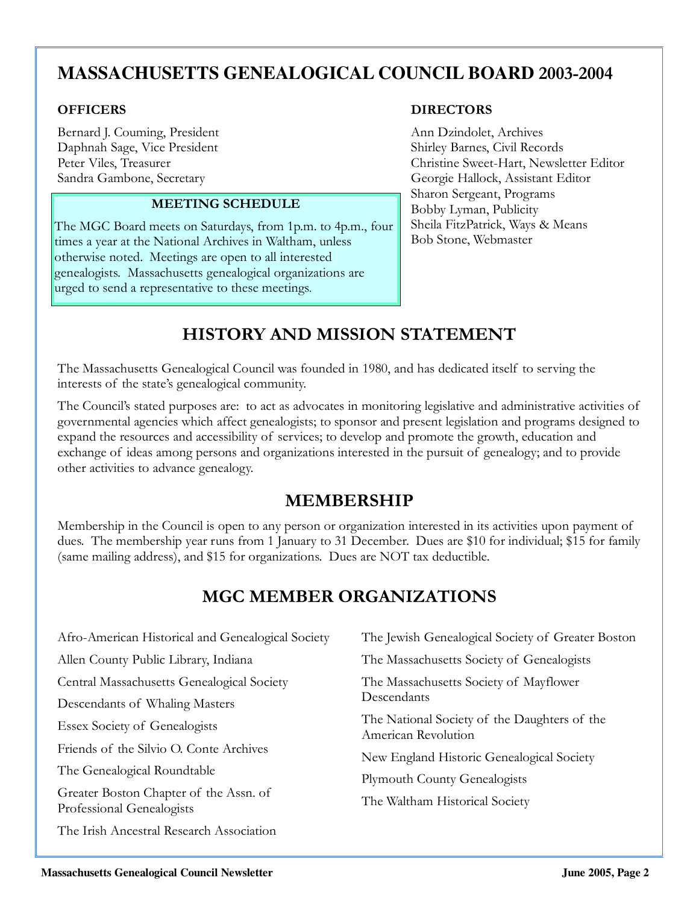# MASSACHUSETTS GENEALOGICAL COUNCIL BOARD 2003-2004

### OFFICERS

Bernard J. Couming, President
Daphnah Sage, Vice President
Peter Viles, Treasurer
Sandra Gambone, Secretary

### MEETING SCHEDULE

The MGC Board meets on Saturdays, from 1p.m. to 4p.m., four times a year at the National Archives in Waltham, unless otherwise noted. Meetings are open to all interested genealogists. Massachusetts genealogical organizations are urged to send a representative to these meetings.

### DIRECTORS

Ann Dzindolet, Archives
Shirley Barnes, Civil Records
Christine Sweet-Hart, Newsletter Editor
Georgie Hallock, Assistant Editor
Sharon Sergeant, Programs
Bobby Lyman, Publicity
Sheila FitzPatrick, Ways & Means
Bob Stone, Webmaster

## HISTORY AND MISSION STATEMENT

The Massachusetts Genealogical Council was founded in 1980, and has dedicated itself to serving the interests of the state's genealogical community.

The Council's stated purposes are: to act as advocates in monitoring legislative and administrative activities of governmental agencies which affect genealogists; to sponsor and present legislation and programs designed to expand the resources and accessibility of services; to develop and promote the growth, education and exchange of ideas among persons and organizations interested in the pursuit of genealogy; and to provide other activities to advance genealogy.

## MEMBERSHIP

Membership in the Council is open to any person or organization interested in its activities upon payment of dues. The membership year runs from 1 January to 31 December. Dues are $10 for individual; $15 for family (same mailing address), and $15 for organizations. Dues are NOT tax deductible.

## MGC MEMBER ORGANIZATIONS

- Afro-American Historical and Genealogical Society
- Allen County Public Library, Indiana
- Central Massachusetts Genealogical Society
- Descendants of Whaling Masters
- Essex Society of Genealogists
- Friends of the Silvio O. Conte Archives
- The Genealogical Roundtable
- Greater Boston Chapter of the Assn. of Professional Genealogists
- The Irish Ancestral Research Association
- The Jewish Genealogical Society of Greater Boston
- The Massachusetts Society of Genealogists
- The Massachusetts Society of Mayflower Descendants
- The National Society of the Daughters of the American Revolution
- New England Historic Genealogical Society
- Plymouth County Genealogists
- The Waltham Historical Society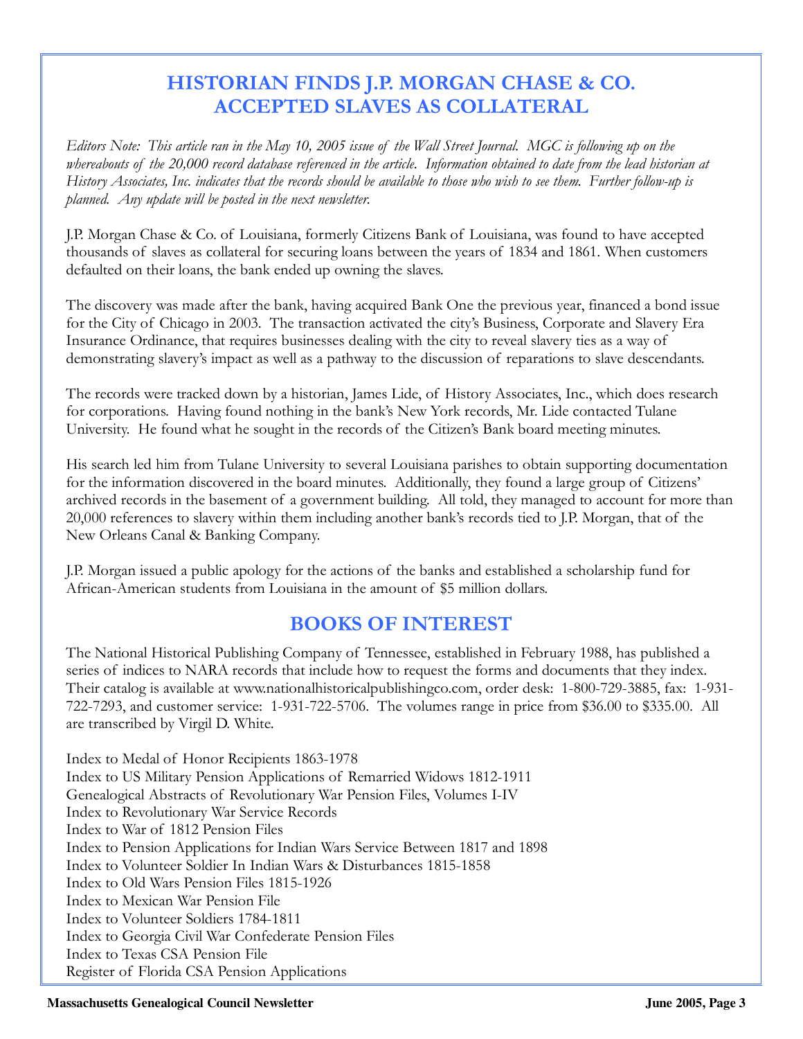## HISTORIAN FINDS J.P. MORGAN CHASE & CO. ACCEPTED SLAVES AS COLLATERAL

*Editors Note: This article ran in the May 10, 2005 issue of the Wall Street Journal. MGC is following up on the whereabouts of the 20,000 record database referenced in the article. Information obtained to date from the lead historian at History Associates, Inc. indicates that the records should be available to those who wish to see them. Further follow-up is planned. Any update will be posted in the next newsletter.*

J.P. Morgan Chase & Co. of Louisiana, formerly Citizens Bank of Louisiana, was found to have accepted thousands of slaves as collateral for securing loans between the years of 1834 and 1861. When customers defaulted on their loans, the bank ended up owning the slaves.

The discovery was made after the bank, having acquired Bank One the previous year, financed a bond issue for the City of Chicago in 2003. The transaction activated the city's Business, Corporate and Slavery Era Insurance Ordinance, that requires businesses dealing with the city to reveal slavery ties as a way of demonstrating slavery's impact as well as a pathway to the discussion of reparations to slave descendants.

The records were tracked down by a historian, James Lide, of History Associates, Inc., which does research for corporations. Having found nothing in the bank's New York records, Mr. Lide contacted Tulane University. He found what he sought in the records of the Citizen's Bank board meeting minutes.

His search led him from Tulane University to several Louisiana parishes to obtain supporting documentation for the information discovered in the board minutes. Additionally, they found a large group of Citizens' archived records in the basement of a government building. All told, they managed to account for more than 20,000 references to slavery within them including another bank's records tied to J.P. Morgan, that of the New Orleans Canal & Banking Company.

J.P. Morgan issued a public apology for the actions of the banks and established a scholarship fund for African-American students from Louisiana in the amount of $5 million dollars.

## BOOKS OF INTEREST

The National Historical Publishing Company of Tennessee, established in February 1988, has published a series of indices to NARA records that include how to request the forms and documents that they index. Their catalog is available at www.nationalhistoricalpublishingco.com, order desk: 1-800-729-3885, fax: 1-931-722-7293, and customer service: 1-931-722-5706. The volumes range in price from $36.00 to $335.00. All are transcribed by Virgil D. White.

Index to Medal of Honor Recipients 1863-1978
Index to US Military Pension Applications of Remarried Widows 1812-1911
Genealogical Abstracts of Revolutionary War Pension Files, Volumes I-IV
Index to Revolutionary War Service Records
Index to War of 1812 Pension Files
Index to Pension Applications for Indian Wars Service Between 1817 and 1898
Index to Volunteer Soldier In Indian Wars & Disturbances 1815-1858
Index to Old Wars Pension Files 1815-1926
Index to Mexican War Pension File
Index to Volunteer Soldiers 1784-1811
Index to Georgia Civil War Confederate Pension Files
Index to Texas CSA Pension File
Register of Florida CSA Pension Applications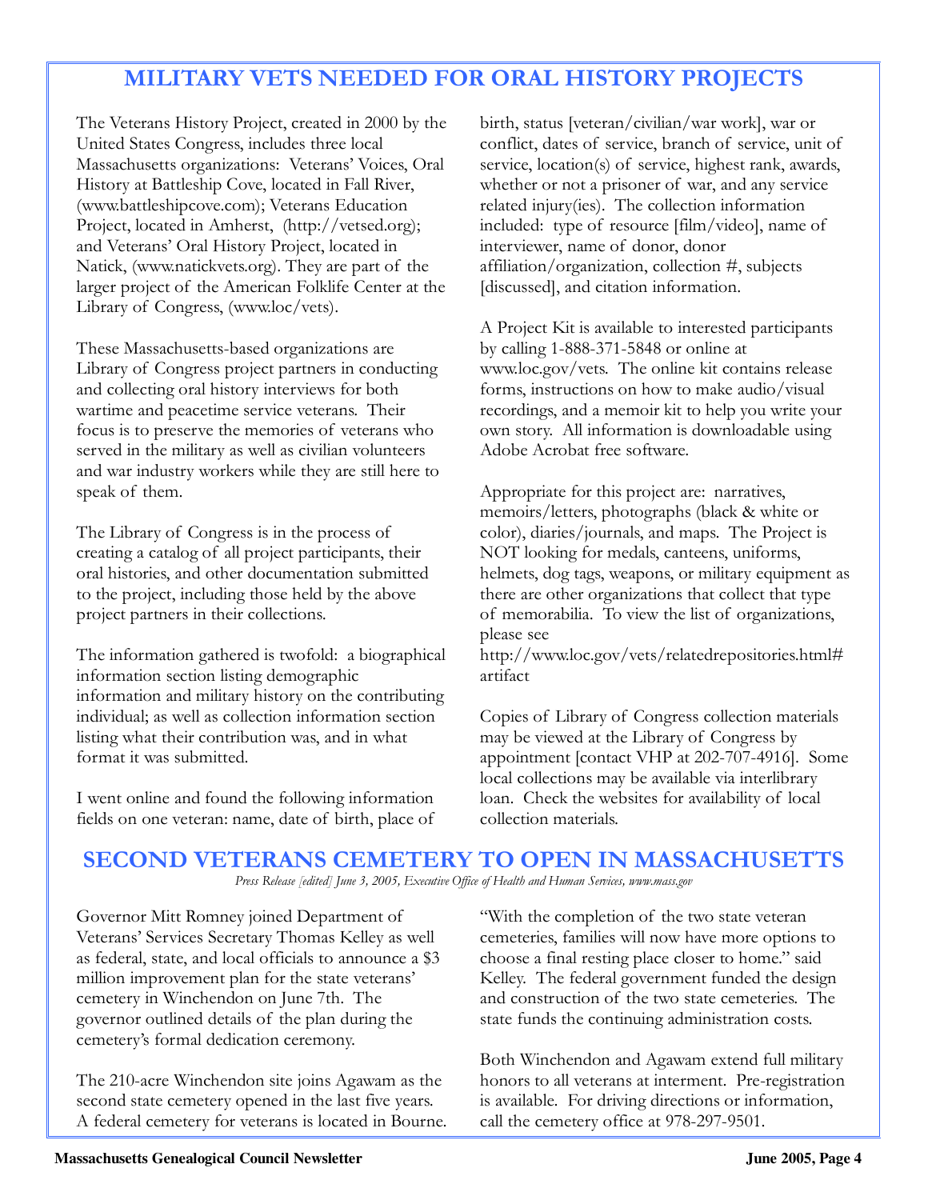# MILITARY VETS NEEDED FOR ORAL HISTORY PROJECTS

The Veterans History Project, created in 2000 by the United States Congress, includes three local Massachusetts organizations: Veterans' Voices, Oral History at Battleship Cove, located in Fall River, (www.battleshipcove.com); Veterans Education Project, located in Amherst, (http://vetsed.org); and Veterans' Oral History Project, located in Natick, (www.natickvets.org). They are part of the larger project of the American Folklife Center at the Library of Congress, (www.loc/vets).

These Massachusetts-based organizations are Library of Congress project partners in conducting and collecting oral history interviews for both wartime and peacetime service veterans. Their focus is to preserve the memories of veterans who served in the military as well as civilian volunteers and war industry workers while they are still here to speak of them.

The Library of Congress is in the process of creating a catalog of all project participants, their oral histories, and other documentation submitted to the project, including those held by the above project partners in their collections.

The information gathered is twofold: a biographical information section listing demographic information and military history on the contributing individual; as well as collection information section listing what their contribution was, and in what format it was submitted.

I went online and found the following information fields on one veteran: name, date of birth, place of birth, status [veteran/civilian/war work], war or conflict, dates of service, branch of service, unit of service, location(s) of service, highest rank, awards, whether or not a prisoner of war, and any service related injury(ies). The collection information included: type of resource [film/video], name of interviewer, name of donor, donor affiliation/organization, collection #, subjects [discussed], and citation information.

A Project Kit is available to interested participants by calling 1-888-371-5848 or online at www.loc.gov/vets. The online kit contains release forms, instructions on how to make audio/visual recordings, and a memoir kit to help you write your own story. All information is downloadable using Adobe Acrobat free software.

Appropriate for this project are: narratives, memoirs/letters, photographs (black & white or color), diaries/journals, and maps. The Project is NOT looking for medals, canteens, uniforms, helmets, dog tags, weapons, or military equipment as there are other organizations that collect that type of memorabilia. To view the list of organizations, please see http://www.loc.gov/vets/relatedrepositories.html#artifact

Copies of Library of Congress collection materials may be viewed at the Library of Congress by appointment [contact VHP at 202-707-4916]. Some local collections may be available via interlibrary loan. Check the websites for availability of local collection materials.

# SECOND VETERANS CEMETERY TO OPEN IN MASSACHUSETTS

*Press Release [edited] June 3, 2005, Executive Office of Health and Human Services, www.mass.gov*

Governor Mitt Romney joined Department of Veterans' Services Secretary Thomas Kelley as well as federal, state, and local officials to announce a $3 million improvement plan for the state veterans' cemetery in Winchendon on June 7th. The governor outlined details of the plan during the cemetery's formal dedication ceremony.

The 210-acre Winchendon site joins Agawam as the second state cemetery opened in the last five years. A federal cemetery for veterans is located in Bourne.

"With the completion of the two state veteran cemeteries, families will now have more options to choose a final resting place closer to home." said Kelley. The federal government funded the design and construction of the two state cemeteries. The state funds the continuing administration costs.

Both Winchendon and Agawam extend full military honors to all veterans at interment. Pre-registration is available. For driving directions or information, call the cemetery office at 978-297-9501.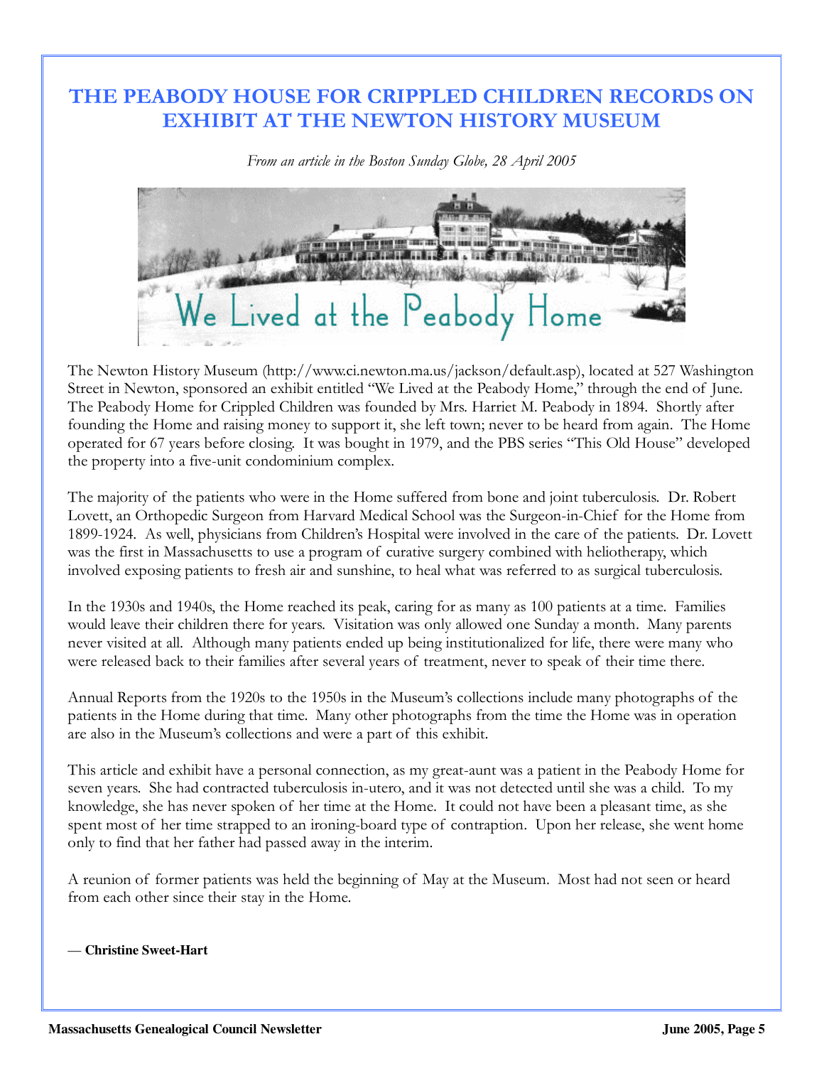# THE PEABODY HOUSE FOR CRIPPLED CHILDREN RECORDS ON EXHIBIT AT THE NEWTON HISTORY MUSEUM

*From an article in the Boston Sunday Globe, 28 April 2005*

The Newton History Museum (http://www.ci.newton.ma.us/jackson/default.asp), located at 527 Washington Street in Newton, sponsored an exhibit entitled "We Lived at the Peabody Home," through the end of June. The Peabody Home for Crippled Children was founded by Mrs. Harriet M. Peabody in 1894. Shortly after founding the Home and raising money to support it, she left town; never to be heard from again. The Home operated for 67 years before closing. It was bought in 1979, and the PBS series "This Old House" developed the property into a five-unit condominium complex.

The majority of the patients who were in the Home suffered from bone and joint tuberculosis. Dr. Robert Lovett, an Orthopedic Surgeon from Harvard Medical School was the Surgeon-in-Chief for the Home from 1899-1924. As well, physicians from Children's Hospital were involved in the care of the patients. Dr. Lovett was the first in Massachusetts to use a program of curative surgery combined with heliotherapy, which involved exposing patients to fresh air and sunshine, to heal what was referred to as surgical tuberculosis.

In the 1930s and 1940s, the Home reached its peak, caring for as many as 100 patients at a time. Families would leave their children there for years. Visitation was only allowed one Sunday a month. Many parents never visited at all. Although many patients ended up being institutionalized for life, there were many who were released back to their families after several years of treatment, never to speak of their time there.

Annual Reports from the 1920s to the 1950s in the Museum's collections include many photographs of the patients in the Home during that time. Many other photographs from the time the Home was in operation are also in the Museum's collections and were a part of this exhibit.

This article and exhibit have a personal connection, as my great-aunt was a patient in the Peabody Home for seven years. She had contracted tuberculosis in-utero, and it was not detected until she was a child. To my knowledge, she has never spoken of her time at the Home. It could not have been a pleasant time, as she spent most of her time strapped to an ironing-board type of contraption. Upon her release, she went home only to find that her father had passed away in the interim.

A reunion of former patients was held the beginning of May at the Museum. Most had not seen or heard from each other since their stay in the Home.

**— Christine Sweet-Hart**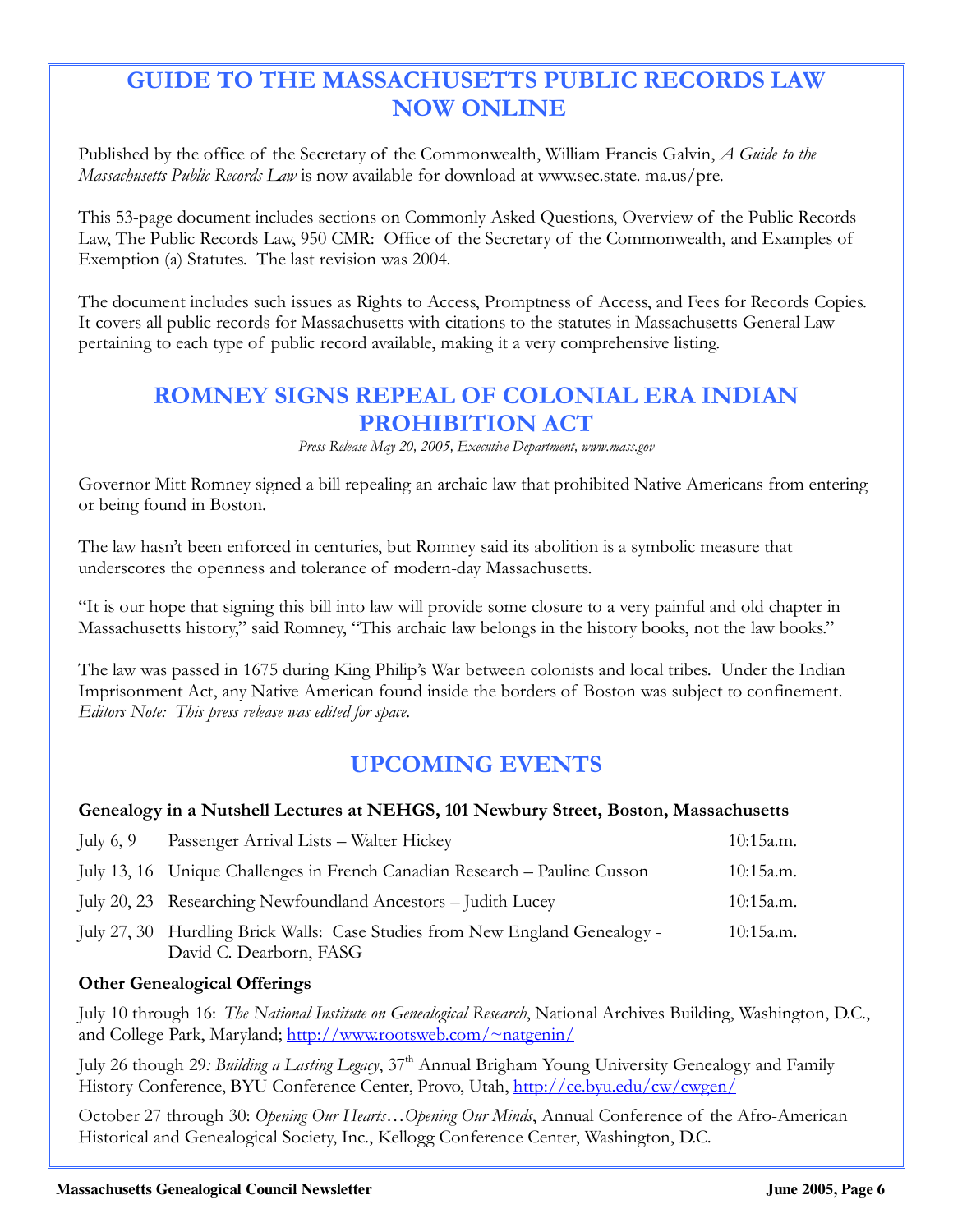## GUIDE TO THE MASSACHUSETTS PUBLIC RECORDS LAW NOW ONLINE

Published by the office of the Secretary of the Commonwealth, William Francis Galvin, *A Guide to the Massachusetts Public Records Law* is now available for download at www.sec.state. ma.us/pre.

This 53-page document includes sections on Commonly Asked Questions, Overview of the Public Records Law, The Public Records Law, 950 CMR: Office of the Secretary of the Commonwealth, and Examples of Exemption (a) Statutes. The last revision was 2004.

The document includes such issues as Rights to Access, Promptness of Access, and Fees for Records Copies. It covers all public records for Massachusetts with citations to the statutes in Massachusetts General Law pertaining to each type of public record available, making it a very comprehensive listing.

## ROMNEY SIGNS REPEAL OF COLONIAL ERA INDIAN PROHIBITION ACT

*Press Release May 20, 2005, Executive Department, www.mass.gov*

Governor Mitt Romney signed a bill repealing an archaic law that prohibited Native Americans from entering or being found in Boston.

The law hasn't been enforced in centuries, but Romney said its abolition is a symbolic measure that underscores the openness and tolerance of modern-day Massachusetts.

"It is our hope that signing this bill into law will provide some closure to a very painful and old chapter in Massachusetts history," said Romney, "This archaic law belongs in the history books, not the law books."

The law was passed in 1675 during King Philip's War between colonists and local tribes. Under the Indian Imprisonment Act, any Native American found inside the borders of Boston was subject to confinement. *Editors Note: This press release was edited for space.*

## UPCOMING EVENTS

**Genealogy in a Nutshell Lectures at NEHGS, 101 Newbury Street, Boston, Massachusetts**

| | | |
|---|---|---|
| July 6, 9 | Passenger Arrival Lists – Walter Hickey | 10:15a.m. |
| July 13, 16 | Unique Challenges in French Canadian Research – Pauline Cusson | 10:15a.m. |
| July 20, 23 | Researching Newfoundland Ancestors – Judith Lucey | 10:15a.m. |
| July 27, 30 | Hurdling Brick Walls: Case Studies from New England Genealogy - David C. Dearborn, FASG | 10:15a.m. |

**Other Genealogical Offerings**

July 10 through 16: *The National Institute on Genealogical Research*, National Archives Building, Washington, D.C., and College Park, Maryland; http://www.rootsweb.com/~natgenin/

July 26 though 29*: Building a Lasting Legacy*, 37th Annual Brigham Young University Genealogy and Family History Conference, BYU Conference Center, Provo, Utah, http://ce.byu.edu/cw/cwgen/

October 27 through 30: *Opening Our Hearts…Opening Our Minds*, Annual Conference of the Afro-American Historical and Genealogical Society, Inc., Kellogg Conference Center, Washington, D.C.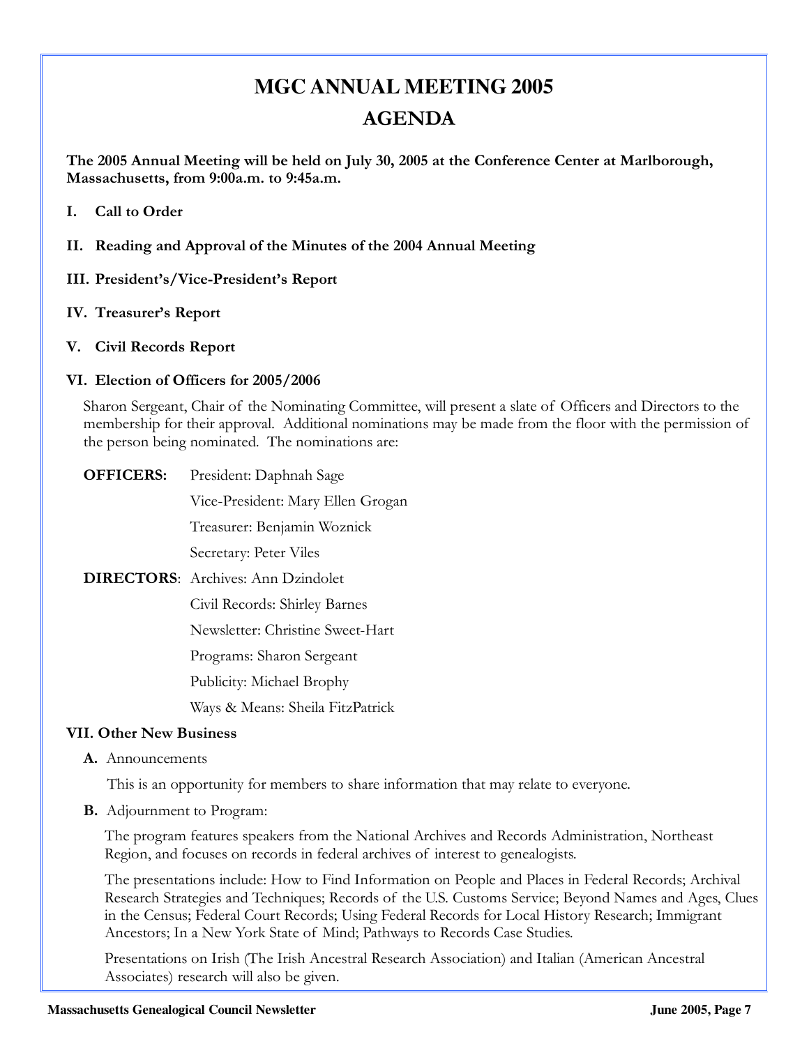# MGC ANNUAL MEETING 2005

## AGENDA

**The 2005 Annual Meeting will be held on July 30, 2005 at the Conference Center at Marlborough, Massachusetts, from 9:00a.m. to 9:45a.m.**

**I. Call to Order**

**II. Reading and Approval of the Minutes of the 2004 Annual Meeting**

**III. President's/Vice-President's Report**

**IV. Treasurer's Report**

**V. Civil Records Report**

**VI. Election of Officers for 2005/2006**

Sharon Sergeant, Chair of the Nominating Committee, will present a slate of Officers and Directors to the membership for their approval. Additional nominations may be made from the floor with the permission of the person being nominated. The nominations are:

**OFFICERS:**
- President: Daphnah Sage
- Vice-President: Mary Ellen Grogan
- Treasurer: Benjamin Woznick
- Secretary: Peter Viles

**DIRECTORS**:
- Archives: Ann Dzindolet
- Civil Records: Shirley Barnes
- Newsletter: Christine Sweet-Hart
- Programs: Sharon Sergeant
- Publicity: Michael Brophy
- Ways & Means: Sheila FitzPatrick

**VII. Other New Business**

**A.** Announcements

This is an opportunity for members to share information that may relate to everyone.

**B.** Adjournment to Program:

The program features speakers from the National Archives and Records Administration, Northeast Region, and focuses on records in federal archives of interest to genealogists.

The presentations include: How to Find Information on People and Places in Federal Records; Archival Research Strategies and Techniques; Records of the U.S. Customs Service; Beyond Names and Ages, Clues in the Census; Federal Court Records; Using Federal Records for Local History Research; Immigrant Ancestors; In a New York State of Mind; Pathways to Records Case Studies.

Presentations on Irish (The Irish Ancestral Research Association) and Italian (American Ancestral Associates) research will also be given.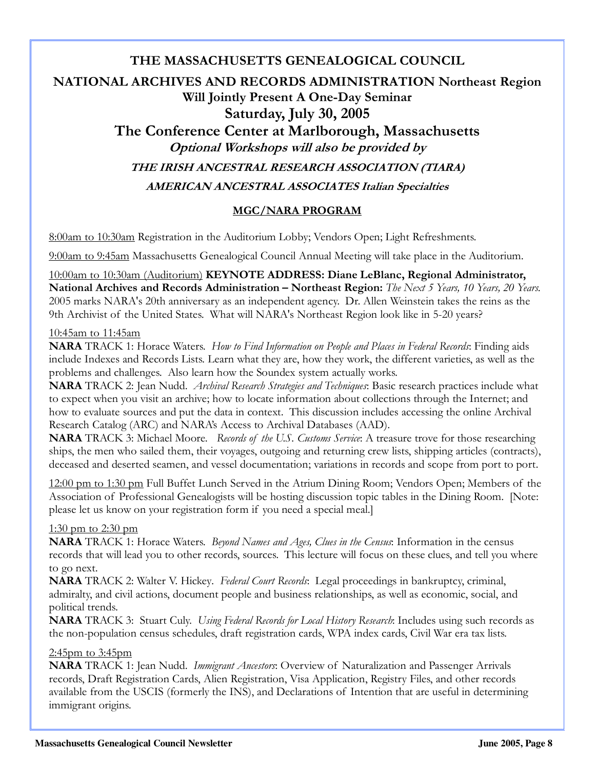# THE MASSACHUSETTS GENEALOGICAL COUNCIL

## NATIONAL ARCHIVES AND RECORDS ADMINISTRATION Northeast Region

### Will Jointly Present A One-Day Seminar

## Saturday, July 30, 2005

## The Conference Center at Marlborough, Massachusetts

***Optional Workshops will also be provided by***

***THE IRISH ANCESTRAL RESEARCH ASSOCIATION (TIARA)***

***AMERICAN ANCESTRAL ASSOCIATES Italian Specialties***

### MGC/NARA PROGRAM

8:00am to 10:30am Registration in the Auditorium Lobby; Vendors Open; Light Refreshments.

9:00am to 9:45am Massachusetts Genealogical Council Annual Meeting will take place in the Auditorium.

10:00am to 10:30am (Auditorium) **KEYNOTE ADDRESS: Diane LeBlanc, Regional Administrator, National Archives and Records Administration – Northeast Region:** *The Next 5 Years, 10 Years, 20 Years.* 2005 marks NARA's 20th anniversary as an independent agency. Dr. Allen Weinstein takes the reins as the 9th Archivist of the United States. What will NARA's Northeast Region look like in 5-20 years?

10:45am to 11:45am

**NARA** TRACK 1: Horace Waters. *How to Find Information on People and Places in Federal Records*: Finding aids include Indexes and Records Lists. Learn what they are, how they work, the different varieties, as well as the problems and challenges. Also learn how the Soundex system actually works.

**NARA** TRACK 2: Jean Nudd. *Archival Research Strategies and Techniques*: Basic research practices include what to expect when you visit an archive; how to locate information about collections through the Internet; and how to evaluate sources and put the data in context. This discussion includes accessing the online Archival Research Catalog (ARC) and NARA's Access to Archival Databases (AAD).

**NARA** TRACK 3: Michael Moore. *Records of the U.S. Customs Service*: A treasure trove for those researching ships, the men who sailed them, their voyages, outgoing and returning crew lists, shipping articles (contracts), deceased and deserted seamen, and vessel documentation; variations in records and scope from port to port.

12:00 pm to 1:30 pm Full Buffet Lunch Served in the Atrium Dining Room; Vendors Open; Members of the Association of Professional Genealogists will be hosting discussion topic tables in the Dining Room. [Note: please let us know on your registration form if you need a special meal.]

1:30 pm to 2:30 pm

**NARA** TRACK 1: Horace Waters. *Beyond Names and Ages, Clues in the Census*: Information in the census records that will lead you to other records, sources. This lecture will focus on these clues, and tell you where to go next.

**NARA** TRACK 2: Walter V. Hickey. *Federal Court Records*: Legal proceedings in bankruptcy, criminal, admiralty, and civil actions, document people and business relationships, as well as economic, social, and political trends.

**NARA** TRACK 3: Stuart Culy. *Using Federal Records for Local History Research*: Includes using such records as the non-population census schedules, draft registration cards, WPA index cards, Civil War era tax lists.

2:45pm to 3:45pm

**NARA** TRACK 1: Jean Nudd. *Immigrant Ancestors*: Overview of Naturalization and Passenger Arrivals records, Draft Registration Cards, Alien Registration, Visa Application, Registry Files, and other records available from the USCIS (formerly the INS), and Declarations of Intention that are useful in determining immigrant origins.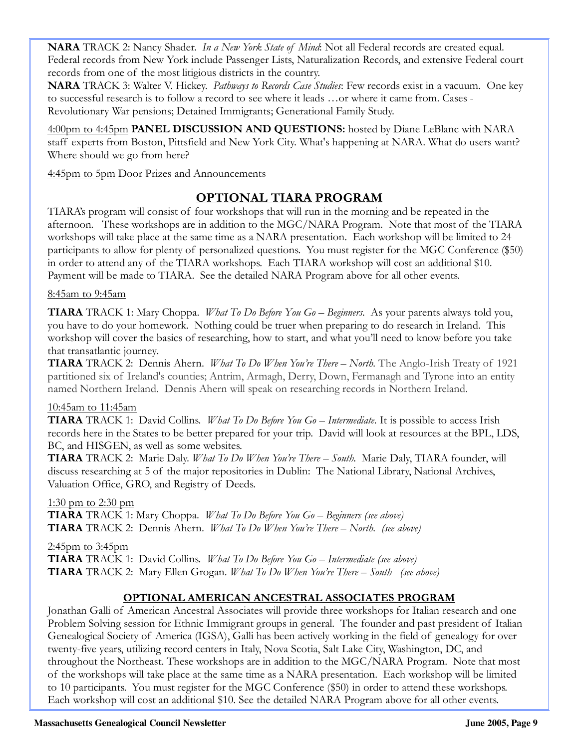**NARA** TRACK 2: Nancy Shader. *In a New York State of Mind*: Not all Federal records are created equal. Federal records from New York include Passenger Lists, Naturalization Records, and extensive Federal court records from one of the most litigious districts in the country.

**NARA** TRACK 3: Walter V. Hickey. *Pathways to Records Case Studies*: Few records exist in a vacuum. One key to successful research is to follow a record to see where it leads …or where it came from. Cases - Revolutionary War pensions; Detained Immigrants; Generational Family Study.

4:00pm to 4:45pm **PANEL DISCUSSION AND QUESTIONS:** hosted by Diane LeBlanc with NARA staff experts from Boston, Pittsfield and New York City. What's happening at NARA. What do users want? Where should we go from here?

4:45pm to 5pm Door Prizes and Announcements

## OPTIONAL TIARA PROGRAM

TIARA's program will consist of four workshops that will run in the morning and be repeated in the afternoon. These workshops are in addition to the MGC/NARA Program. Note that most of the TIARA workshops will take place at the same time as a NARA presentation. Each workshop will be limited to 24 participants to allow for plenty of personalized questions. You must register for the MGC Conference ($50) in order to attend any of the TIARA workshops. Each TIARA workshop will cost an additional $10. Payment will be made to TIARA. See the detailed NARA Program above for all other events.

8:45am to 9:45am

**TIARA** TRACK 1: Mary Choppa. *What To Do Before You Go – Beginners*. As your parents always told you, you have to do your homework. Nothing could be truer when preparing to do research in Ireland. This workshop will cover the basics of researching, how to start, and what you'll need to know before you take that transatlantic journey.

**TIARA** TRACK 2: Dennis Ahern. *What To Do When You're There – North*. The Anglo-Irish Treaty of 1921 partitioned six of Ireland's counties; Antrim, Armagh, Derry, Down, Fermanagh and Tyrone into an entity named Northern Ireland. Dennis Ahern will speak on researching records in Northern Ireland.

10:45am to 11:45am

**TIARA** TRACK 1: David Collins. *What To Do Before You Go – Intermediate*. It is possible to access Irish records here in the States to be better prepared for your trip. David will look at resources at the BPL, LDS, BC, and HISGEN, as well as some websites.

**TIARA** TRACK 2: Marie Daly. *What To Do When You're There – South*. Marie Daly, TIARA founder, will discuss researching at 5 of the major repositories in Dublin: The National Library, National Archives, Valuation Office, GRO, and Registry of Deeds.

1:30 pm to 2:30 pm

**TIARA** TRACK 1: Mary Choppa. *What To Do Before You Go – Beginners (see above)*

**TIARA** TRACK 2: Dennis Ahern. *What To Do When You're There – North. (see above)*

2:45pm to 3:45pm

**TIARA** TRACK 1: David Collins. *What To Do Before You Go – Intermediate (see above)*

**TIARA** TRACK 2: Mary Ellen Grogan. *What To Do When You're There – South (see above)*

### OPTIONAL AMERICAN ANCESTRAL ASSOCIATES PROGRAM

Jonathan Galli of American Ancestral Associates will provide three workshops for Italian research and one Problem Solving session for Ethnic Immigrant groups in general. The founder and past president of Italian Genealogical Society of America (IGSA), Galli has been actively working in the field of genealogy for over twenty-five years, utilizing record centers in Italy, Nova Scotia, Salt Lake City, Washington, DC, and throughout the Northeast. These workshops are in addition to the MGC/NARA Program. Note that most of the workshops will take place at the same time as a NARA presentation. Each workshop will be limited to 10 participants. You must register for the MGC Conference ($50) in order to attend these workshops. Each workshop will cost an additional $10. See the detailed NARA Program above for all other events.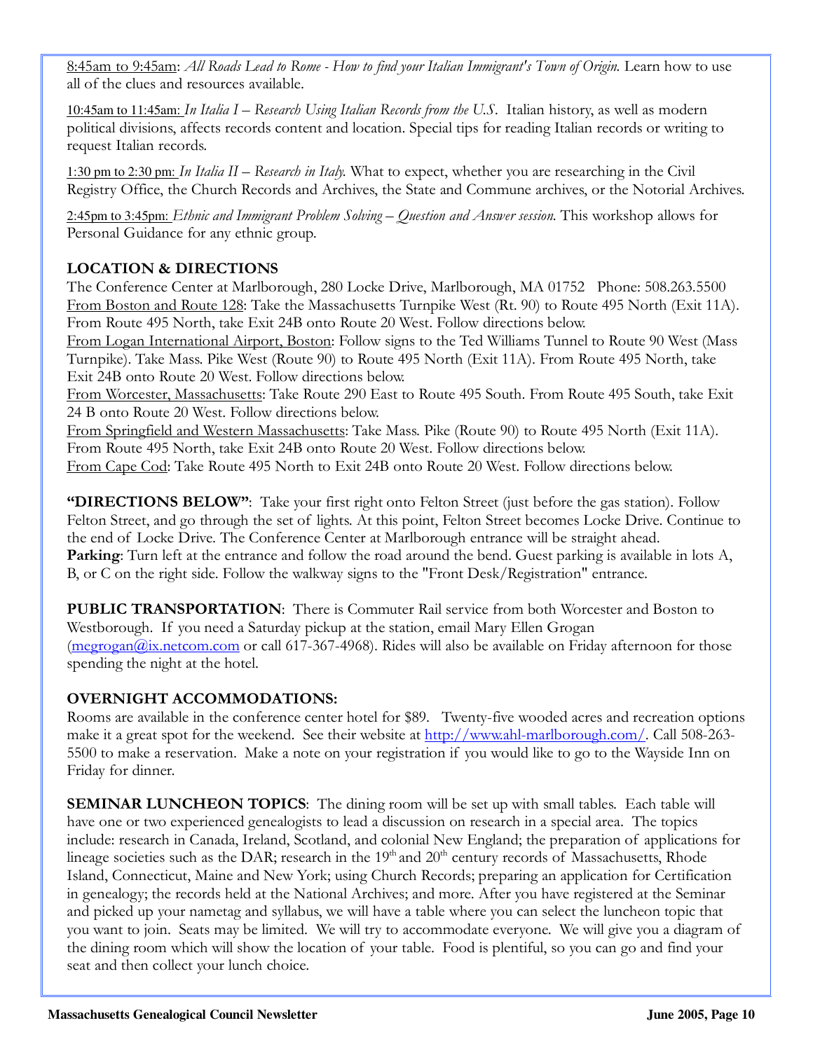8:45am to 9:45am: *All Roads Lead to Rome - How to find your Italian Immigrant's Town of Origin.* Learn how to use all of the clues and resources available.

10:45am to 11:45am: *In Italia I – Research Using Italian Records from the U.S.* Italian history, as well as modern political divisions, affects records content and location. Special tips for reading Italian records or writing to request Italian records.

1:30 pm to 2:30 pm: *In Italia II – Research in Italy.* What to expect, whether you are researching in the Civil Registry Office, the Church Records and Archives, the State and Commune archives, or the Notorial Archives.

2:45pm to 3:45pm: *Ethnic and Immigrant Problem Solving – Question and Answer session.* This workshop allows for Personal Guidance for any ethnic group.

**LOCATION & DIRECTIONS**

The Conference Center at Marlborough, 280 Locke Drive, Marlborough, MA 01752 Phone: 508.263.5500

From Boston and Route 128: Take the Massachusetts Turnpike West (Rt. 90) to Route 495 North (Exit 11A). From Route 495 North, take Exit 24B onto Route 20 West. Follow directions below.

From Logan International Airport, Boston: Follow signs to the Ted Williams Tunnel to Route 90 West (Mass Turnpike). Take Mass. Pike West (Route 90) to Route 495 North (Exit 11A). From Route 495 North, take Exit 24B onto Route 20 West. Follow directions below.

From Worcester, Massachusetts: Take Route 290 East to Route 495 South. From Route 495 South, take Exit 24 B onto Route 20 West. Follow directions below.

From Springfield and Western Massachusetts: Take Mass. Pike (Route 90) to Route 495 North (Exit 11A). From Route 495 North, take Exit 24B onto Route 20 West. Follow directions below.

From Cape Cod: Take Route 495 North to Exit 24B onto Route 20 West. Follow directions below.

**"DIRECTIONS BELOW"**: Take your first right onto Felton Street (just before the gas station). Follow Felton Street, and go through the set of lights. At this point, Felton Street becomes Locke Drive. Continue to the end of Locke Drive. The Conference Center at Marlborough entrance will be straight ahead.

**Parking**: Turn left at the entrance and follow the road around the bend. Guest parking is available in lots A, B, or C on the right side. Follow the walkway signs to the "Front Desk/Registration" entrance.

**PUBLIC TRANSPORTATION**: There is Commuter Rail service from both Worcester and Boston to Westborough. If you need a Saturday pickup at the station, email Mary Ellen Grogan (megrogan@ix.netcom.com or call 617-367-4968). Rides will also be available on Friday afternoon for those spending the night at the hotel.

**OVERNIGHT ACCOMMODATIONS:**

Rooms are available in the conference center hotel for $89. Twenty-five wooded acres and recreation options make it a great spot for the weekend. See their website at http://www.ahl-marlborough.com/. Call 508-263-5500 to make a reservation. Make a note on your registration if you would like to go to the Wayside Inn on Friday for dinner.

**SEMINAR LUNCHEON TOPICS**: The dining room will be set up with small tables. Each table will have one or two experienced genealogists to lead a discussion on research in a special area. The topics include: research in Canada, Ireland, Scotland, and colonial New England; the preparation of applications for lineage societies such as the DAR; research in the 19th and 20th century records of Massachusetts, Rhode Island, Connecticut, Maine and New York; using Church Records; preparing an application for Certification in genealogy; the records held at the National Archives; and more. After you have registered at the Seminar and picked up your nametag and syllabus, we will have a table where you can select the luncheon topic that you want to join. Seats may be limited. We will try to accommodate everyone. We will give you a diagram of the dining room which will show the location of your table. Food is plentiful, so you can go and find your seat and then collect your lunch choice.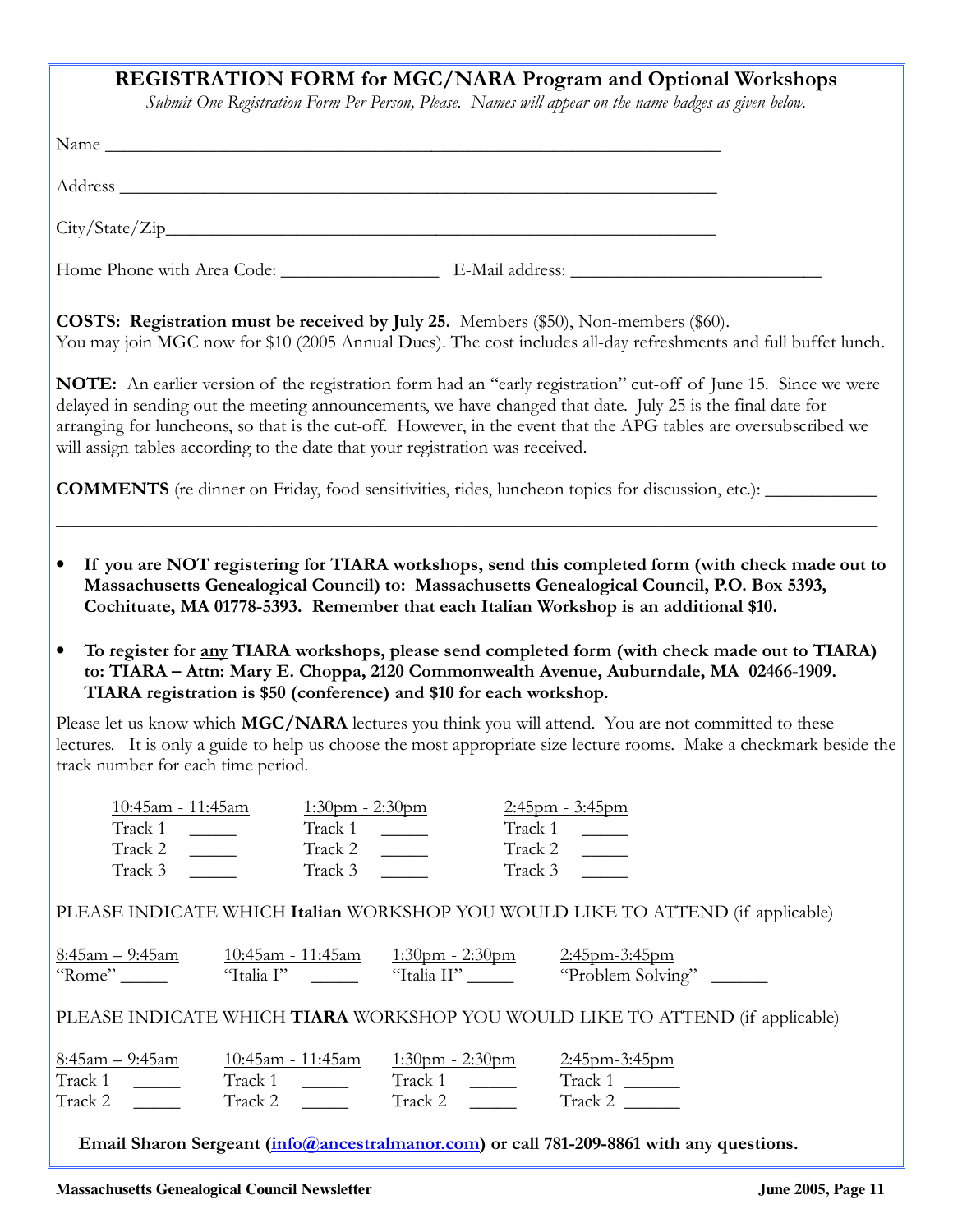## REGISTRATION FORM for MGC/NARA Program and Optional Workshops

*Submit One Registration Form Per Person, Please. Names will appear on the name badges as given below.*

Name ________________________________________________________________

Address ______________________________________________________________

City/State/Zip_________________________________________________________

Home Phone with Area Code: _________________ E-Mail address: ___________________________

**COSTS: Registration must be received by July 25.** Members ($50), Non-members ($60).
You may join MGC now for $10 (2005 Annual Dues). The cost includes all-day refreshments and full buffet lunch.

**NOTE:** An earlier version of the registration form had an "early registration" cut-off of June 15. Since we were delayed in sending out the meeting announcements, we have changed that date. July 25 is the final date for arranging for luncheons, so that is the cut-off. However, in the event that the APG tables are oversubscribed we will assign tables according to the date that your registration was received.

**COMMENTS** (re dinner on Friday, food sensitivities, rides, luncheon topics for discussion, etc.): ____________

_____________________________________________________________________________________

- **If you are NOT registering for TIARA workshops, send this completed form (with check made out to Massachusetts Genealogical Council) to: Massachusetts Genealogical Council, P.O. Box 5393, Cochituate, MA 01778-5393. Remember that each Italian Workshop is an additional $10.**
- **To register for any TIARA workshops, please send completed form (with check made out to TIARA) to: TIARA – Attn: Mary E. Choppa, 2120 Commonwealth Avenue, Auburndale, MA 02466-1909. TIARA registration is $50 (conference) and $10 for each workshop.**

Please let us know which **MGC/NARA** lectures you think you will attend. You are not committed to these lectures. It is only a guide to help us choose the most appropriate size lecture rooms. Make a checkmark beside the track number for each time period.

| 10:45am - 11:45am | 1:30pm - 2:30pm | 2:45pm - 3:45pm |
|---|---|---|
| Track 1 _____ | Track 1 _____ | Track 1 _____ |
| Track 2 _____ | Track 2 _____ | Track 2 _____ |
| Track 3 _____ | Track 3 _____ | Track 3 _____ |

PLEASE INDICATE WHICH **Italian** WORKSHOP YOU WOULD LIKE TO ATTEND (if applicable)

| 8:45am – 9:45am | 10:45am - 11:45am | 1:30pm - 2:30pm | 2:45pm-3:45pm |
|---|---|---|---|
| "Rome" _____ | "Italia I" _____ | "Italia II" _____ | "Problem Solving" ______ |

PLEASE INDICATE WHICH **TIARA** WORKSHOP YOU WOULD LIKE TO ATTEND (if applicable)

| 8:45am – 9:45am | 10:45am - 11:45am | 1:30pm - 2:30pm | 2:45pm-3:45pm |
|---|---|---|---|
| Track 1 _____ | Track 1 _____ | Track 1 _____ | Track 1 ______ |
| Track 2 _____ | Track 2 _____ | Track 2 _____ | Track 2 ______ |

**Email Sharon Sergeant (info@ancestralmanor.com) or call 781-209-8861 with any questions.**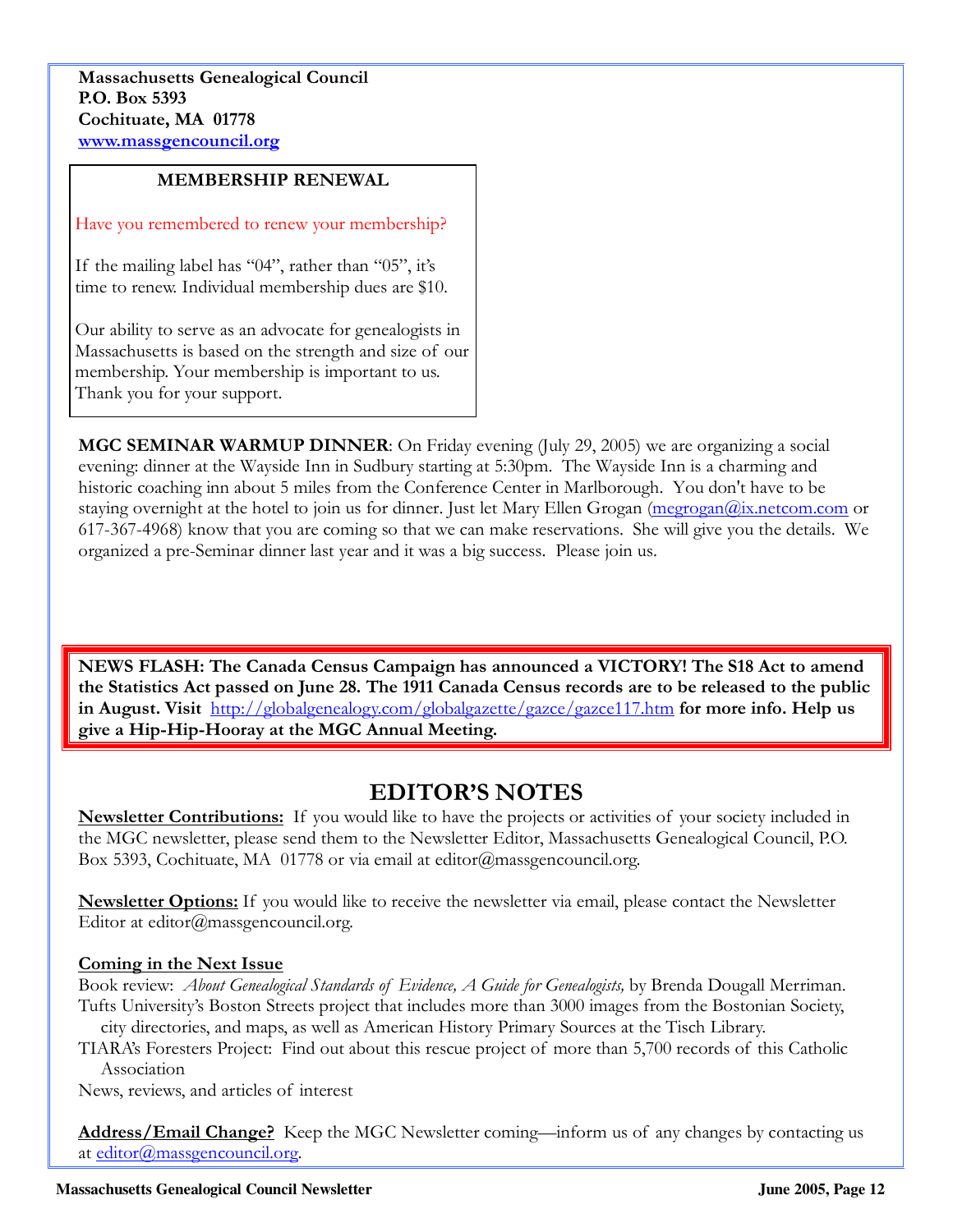**Massachusetts Genealogical Council**
**P.O. Box 5393**
**Cochituate, MA 01778**
**www.massgencouncil.org**

**MEMBERSHIP RENEWAL**

Have you remembered to renew your membership?

If the mailing label has "04", rather than "05", it's time to renew. Individual membership dues are $10.

Our ability to serve as an advocate for genealogists in Massachusetts is based on the strength and size of our membership. Your membership is important to us. Thank you for your support.

**MGC SEMINAR WARMUP DINNER**: On Friday evening (July 29, 2005) we are organizing a social evening: dinner at the Wayside Inn in Sudbury starting at 5:30pm. The Wayside Inn is a charming and historic coaching inn about 5 miles from the Conference Center in Marlborough. You don't have to be staying overnight at the hotel to join us for dinner. Just let Mary Ellen Grogan (megrogan@ix.netcom.com or 617-367-4968) know that you are coming so that we can make reservations. She will give you the details. We organized a pre-Seminar dinner last year and it was a big success. Please join us.

**NEWS FLASH: The Canada Census Campaign has announced a VICTORY! The S18 Act to amend the Statistics Act passed on June 28. The 1911 Canada Census records are to be released to the public in August. Visit** http://globalgenealogy.com/globalgazette/gazce/gazce117.htm **for more info. Help us give a Hip-Hip-Hooray at the MGC Annual Meeting.**

## EDITOR'S NOTES

**Newsletter Contributions:** If you would like to have the projects or activities of your society included in the MGC newsletter, please send them to the Newsletter Editor, Massachusetts Genealogical Council, P.O. Box 5393, Cochituate, MA 01778 or via email at editor@massgencouncil.org.

**Newsletter Options:** If you would like to receive the newsletter via email, please contact the Newsletter Editor at editor@massgencouncil.org.

**Coming in the Next Issue**

Book review: *About Genealogical Standards of Evidence, A Guide for Genealogists,* by Brenda Dougall Merriman.
Tufts University's Boston Streets project that includes more than 3000 images from the Bostonian Society, city directories, and maps, as well as American History Primary Sources at the Tisch Library.
TIARA's Foresters Project: Find out about this rescue project of more than 5,700 records of this Catholic Association
News, reviews, and articles of interest

**Address/Email Change?** Keep the MGC Newsletter coming—inform us of any changes by contacting us at editor@massgencouncil.org.